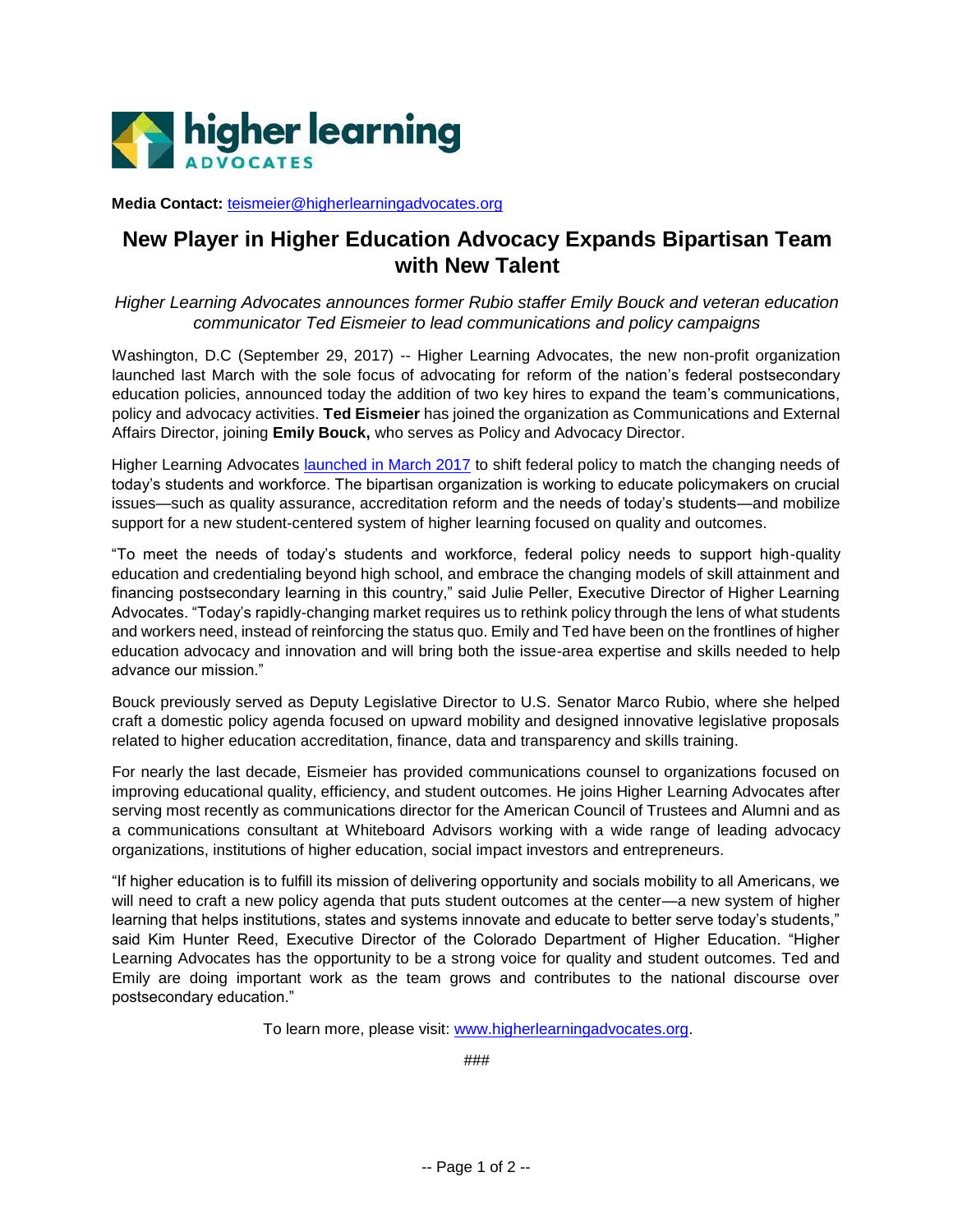higher learning ADVOCATES

**Media Contact:** teismeier@higherlearningadvocates.org

# New Player in Higher Education Advocacy Expands Bipartisan Team with New Talent

*Higher Learning Advocates announces former Rubio staffer Emily Bouck and veteran education communicator Ted Eismeier to lead communications and policy campaigns*

Washington, D.C (September 29, 2017) -- Higher Learning Advocates, the new non-profit organization launched last March with the sole focus of advocating for reform of the nation's federal postsecondary education policies, announced today the addition of two key hires to expand the team's communications, policy and advocacy activities. **Ted Eismeier** has joined the organization as Communications and External Affairs Director, joining **Emily Bouck,** who serves as Policy and Advocacy Director.

Higher Learning Advocates launched in March 2017 to shift federal policy to match the changing needs of today's students and workforce. The bipartisan organization is working to educate policymakers on crucial issues—such as quality assurance, accreditation reform and the needs of today's students—and mobilize support for a new student-centered system of higher learning focused on quality and outcomes.

"To meet the needs of today's students and workforce, federal policy needs to support high-quality education and credentialing beyond high school, and embrace the changing models of skill attainment and financing postsecondary learning in this country," said Julie Peller, Executive Director of Higher Learning Advocates. "Today's rapidly-changing market requires us to rethink policy through the lens of what students and workers need, instead of reinforcing the status quo. Emily and Ted have been on the frontlines of higher education advocacy and innovation and will bring both the issue-area expertise and skills needed to help advance our mission."

Bouck previously served as Deputy Legislative Director to U.S. Senator Marco Rubio, where she helped craft a domestic policy agenda focused on upward mobility and designed innovative legislative proposals related to higher education accreditation, finance, data and transparency and skills training.

For nearly the last decade, Eismeier has provided communications counsel to organizations focused on improving educational quality, efficiency, and student outcomes. He joins Higher Learning Advocates after serving most recently as communications director for the American Council of Trustees and Alumni and as a communications consultant at Whiteboard Advisors working with a wide range of leading advocacy organizations, institutions of higher education, social impact investors and entrepreneurs.

"If higher education is to fulfill its mission of delivering opportunity and socials mobility to all Americans, we will need to craft a new policy agenda that puts student outcomes at the center—a new system of higher learning that helps institutions, states and systems innovate and educate to better serve today's students," said Kim Hunter Reed, Executive Director of the Colorado Department of Higher Education. "Higher Learning Advocates has the opportunity to be a strong voice for quality and student outcomes. Ted and Emily are doing important work as the team grows and contributes to the national discourse over postsecondary education."

To learn more, please visit: www.higherlearningadvocates.org.

###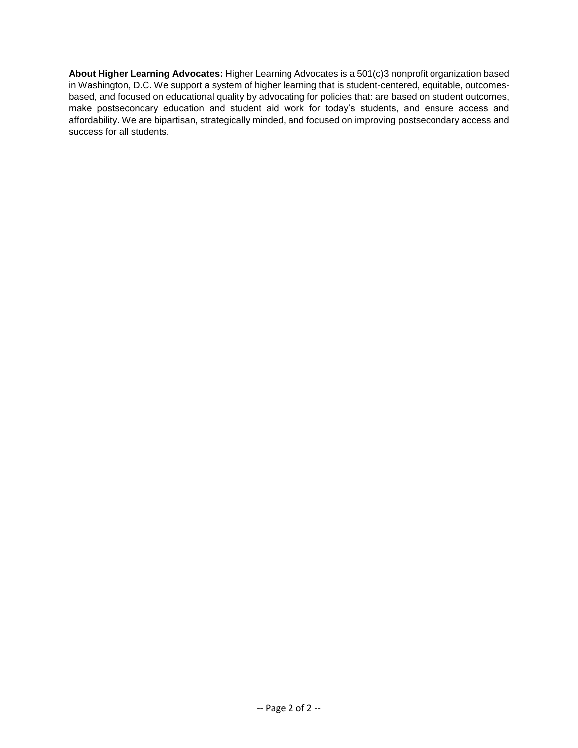**About Higher Learning Advocates:** Higher Learning Advocates is a 501(c)3 nonprofit organization based in Washington, D.C. We support a system of higher learning that is student-centered, equitable, outcomes-based, and focused on educational quality by advocating for policies that: are based on student outcomes, make postsecondary education and student aid work for today's students, and ensure access and affordability. We are bipartisan, strategically minded, and focused on improving postsecondary access and success for all students.